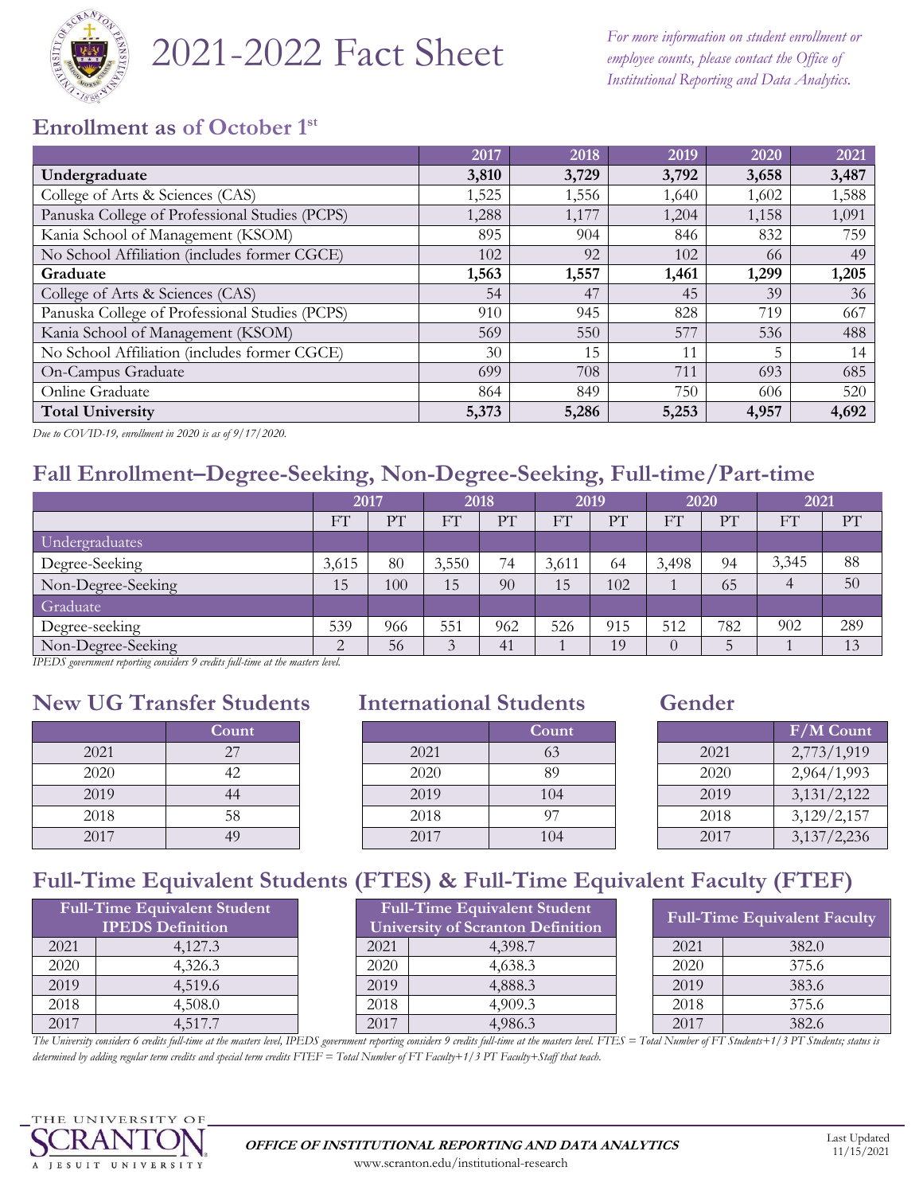# 2021-2022 Fact Sheet

*For more information on student enrollment or employee counts, please contact the Office of Institutional Reporting and Data Analytics.*

## Enrollment as of October 1st

| | 2017 | 2018 | 2019 | 2020 | 2021 |
|---|---|---|---|---|---|
| **Undergraduate** | **3,810** | **3,729** | **3,792** | **3,658** | **3,487** |
| College of Arts & Sciences (CAS) | 1,525 | 1,556 | 1,640 | 1,602 | 1,588 |
| Panuska College of Professional Studies (PCPS) | 1,288 | 1,177 | 1,204 | 1,158 | 1,091 |
| Kania School of Management (KSOM) | 895 | 904 | 846 | 832 | 759 |
| No School Affiliation (includes former CGCE) | 102 | 92 | 102 | 66 | 49 |
| **Graduate** | **1,563** | **1,557** | **1,461** | **1,299** | **1,205** |
| College of Arts & Sciences (CAS) | 54 | 47 | 45 | 39 | 36 |
| Panuska College of Professional Studies (PCPS) | 910 | 945 | 828 | 719 | 667 |
| Kania School of Management (KSOM) | 569 | 550 | 577 | 536 | 488 |
| No School Affiliation (includes former CGCE) | 30 | 15 | 11 | 5 | 14 |
| On-Campus Graduate | 699 | 708 | 711 | 693 | 685 |
| Online Graduate | 864 | 849 | 750 | 606 | 520 |
| **Total University** | **5,373** | **5,286** | **5,253** | **4,957** | **4,692** |

*Due to COVID-19, enrollment in 2020 is as of 9/17/2020.*

## Fall Enrollment–Degree-Seeking, Non-Degree-Seeking, Full-time/Part-time

| | 2017 | | 2018 | | 2019 | | 2020 | | 2021 | |
|---|---|---|---|---|---|---|---|---|---|---|
| | FT | PT | FT | PT | FT | PT | FT | PT | FT | PT |
| Undergraduates | | | | | | | | | | |
| Degree-Seeking | 3,615 | 80 | 3,550 | 74 | 3,611 | 64 | 3,498 | 94 | 3,345 | 88 |
| Non-Degree-Seeking | 15 | 100 | 15 | 90 | 15 | 102 | 1 | 65 | 4 | 50 |
| Graduate | | | | | | | | | | |
| Degree-seeking | 539 | 966 | 551 | 962 | 526 | 915 | 512 | 782 | 902 | 289 |
| Non-Degree-Seeking | 2 | 56 | 3 | 41 | 1 | 19 | 0 | 5 | 1 | 13 |

*IPEDS government reporting considers 9 credits full-time at the masters level.*

## New UG Transfer Students

| | Count |
|---|---|
| 2021 | 27 |
| 2020 | 42 |
| 2019 | 44 |
| 2018 | 58 |
| 2017 | 49 |

## International Students

| | Count |
|---|---|
| 2021 | 63 |
| 2020 | 89 |
| 2019 | 104 |
| 2018 | 97 |
| 2017 | 104 |

## Gender

| | F/M Count |
|---|---|
| 2021 | 2,773/1,919 |
| 2020 | 2,964/1,993 |
| 2019 | 3,131/2,122 |
| 2018 | 3,129/2,157 |
| 2017 | 3,137/2,236 |

## Full-Time Equivalent Students (FTES) & Full-Time Equivalent Faculty (FTEF)

| Full-Time Equivalent Student IPEDS Definition | |
|---|---|
| 2021 | 4,127.3 |
| 2020 | 4,326.3 |
| 2019 | 4,519.6 |
| 2018 | 4,508.0 |
| 2017 | 4,517.7 |

| Full-Time Equivalent Student University of Scranton Definition | |
|---|---|
| 2021 | 4,398.7 |
| 2020 | 4,638.3 |
| 2019 | 4,888.3 |
| 2018 | 4,909.3 |
| 2017 | 4,986.3 |

| Full-Time Equivalent Faculty | |
|---|---|
| 2021 | 382.0 |
| 2020 | 375.6 |
| 2019 | 383.6 |
| 2018 | 375.6 |
| 2017 | 382.6 |

*The University considers 6 credits full-time at the masters level, IPEDS government reporting considers 9 credits full-time at the masters level. FTES = Total Number of FT Students+1/3 PT Students; status is determined by adding regular term credits and special term credits FTEF = Total Number of FT Faculty+1/3 PT Faculty+Staff that teach.*

**OFFICE OF INSTITUTIONAL REPORTING AND DATA ANALYTICS**

www.scranton.edu/institutional-research

Last Updated 11/15/2021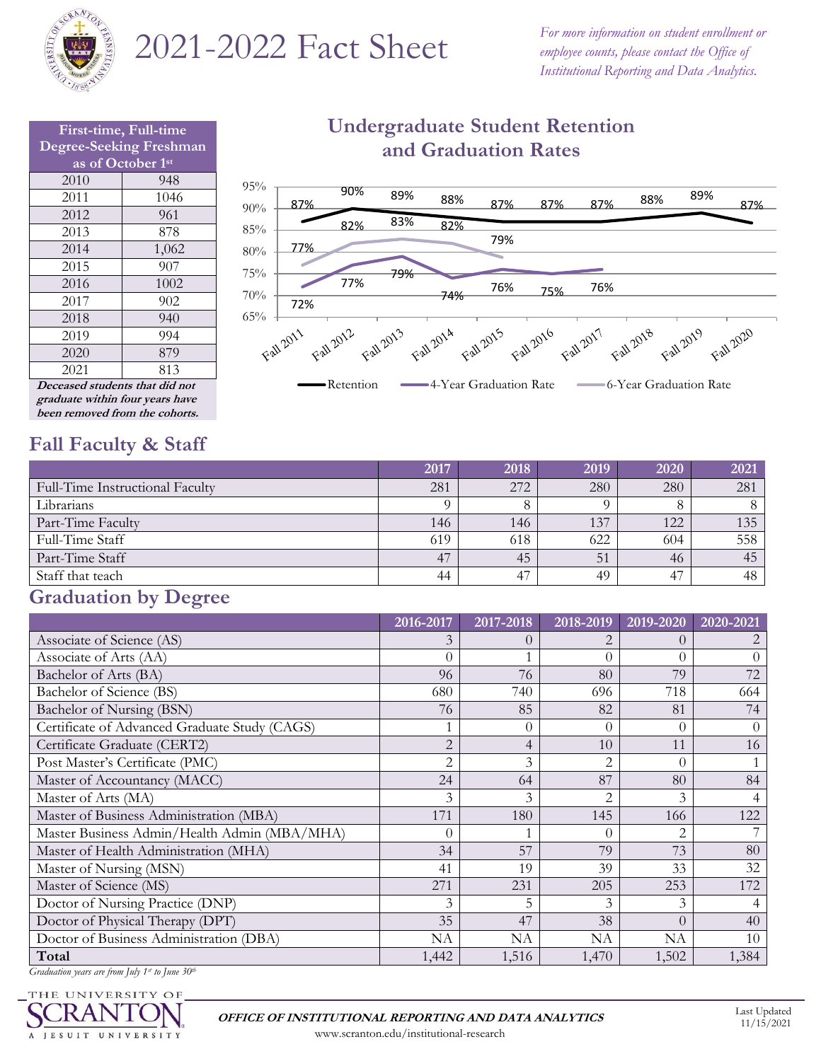// 2021-2022 Fact Sheet

*For more information on student enrollment or employee counts, please contact the Office of Institutional Reporting and Data Analytics.*

| First-time, Full-time Degree-Seeking Freshman as of October 1st | |
|---|---|
| 2010 | 948 |
| 2011 | 1046 |
| 2012 | 961 |
| 2013 | 878 |
| 2014 | 1,062 |
| 2015 | 907 |
| 2016 | 1002 |
| 2017 | 902 |
| 2018 | 940 |
| 2019 | 994 |
| 2020 | 879 |
| 2021 | 813 |

***Deceased students that did not graduate within four years have been removed from the cohorts.***

## Undergraduate Student Retention and Graduation Rates

95%
90%
85%
80%
75%
70%
65%

Retention: 87% 90% 89% 88% 87% 87% 87% 88% 89% 87%

6-Year Graduation Rate: 77% 82% 83% 82% 79%

4-Year Graduation Rate: 72% 77% 79% 74% 76% 75% 76%

Fall 2011 Fall 2012 Fall 2013 Fall 2014 Fall 2015 Fall 2016 Fall 2017 Fall 2018 Fall 2019 Fall 2020

Retention — 4-Year Graduation Rate — 6-Year Graduation Rate

## Fall Faculty & Staff

| | 2017 | 2018 | 2019 | 2020 | 2021 |
|---|---|---|---|---|---|
| Full-Time Instructional Faculty | 281 | 272 | 280 | 280 | 281 |
| Librarians | 9 | 8 | 9 | 8 | 8 |
| Part-Time Faculty | 146 | 146 | 137 | 122 | 135 |
| Full-Time Staff | 619 | 618 | 622 | 604 | 558 |
| Part-Time Staff | 47 | 45 | 51 | 46 | 45 |
| Staff that teach | 44 | 47 | 49 | 47 | 48 |

## Graduation by Degree

| | 2016-2017 | 2017-2018 | 2018-2019 | 2019-2020 | 2020-2021 |
|---|---|---|---|---|---|
| Associate of Science (AS) | 3 | 0 | 2 | 0 | 2 |
| Associate of Arts (AA) | 0 | 1 | 0 | 0 | 0 |
| Bachelor of Arts (BA) | 96 | 76 | 80 | 79 | 72 |
| Bachelor of Science (BS) | 680 | 740 | 696 | 718 | 664 |
| Bachelor of Nursing (BSN) | 76 | 85 | 82 | 81 | 74 |
| Certificate of Advanced Graduate Study (CAGS) | 1 | 0 | 0 | 0 | 0 |
| Certificate Graduate (CERT2) | 2 | 4 | 10 | 11 | 16 |
| Post Master's Certificate (PMC) | 2 | 3 | 2 | 0 | 1 |
| Master of Accountancy (MACC) | 24 | 64 | 87 | 80 | 84 |
| Master of Arts (MA) | 3 | 3 | 2 | 3 | 4 |
| Master of Business Administration (MBA) | 171 | 180 | 145 | 166 | 122 |
| Master Business Admin/Health Admin (MBA/MHA) | 0 | 1 | 0 | 2 | 7 |
| Master of Health Administration (MHA) | 34 | 57 | 79 | 73 | 80 |
| Master of Nursing (MSN) | 41 | 19 | 39 | 33 | 32 |
| Master of Science (MS) | 271 | 231 | 205 | 253 | 172 |
| Doctor of Nursing Practice (DNP) | 3 | 5 | 3 | 3 | 4 |
| Doctor of Physical Therapy (DPT) | 35 | 47 | 38 | 0 | 40 |
| Doctor of Business Administration (DBA) | NA | NA | NA | NA | 10 |
| **Total** | 1,442 | 1,516 | 1,470 | 1,502 | 1,384 |

*Graduation years are from July 1st to June 30th*

***OFFICE OF INSTITUTIONAL REPORTING AND DATA ANALYTICS***
www.scranton.edu/institutional-research

Last Updated 11/15/2021